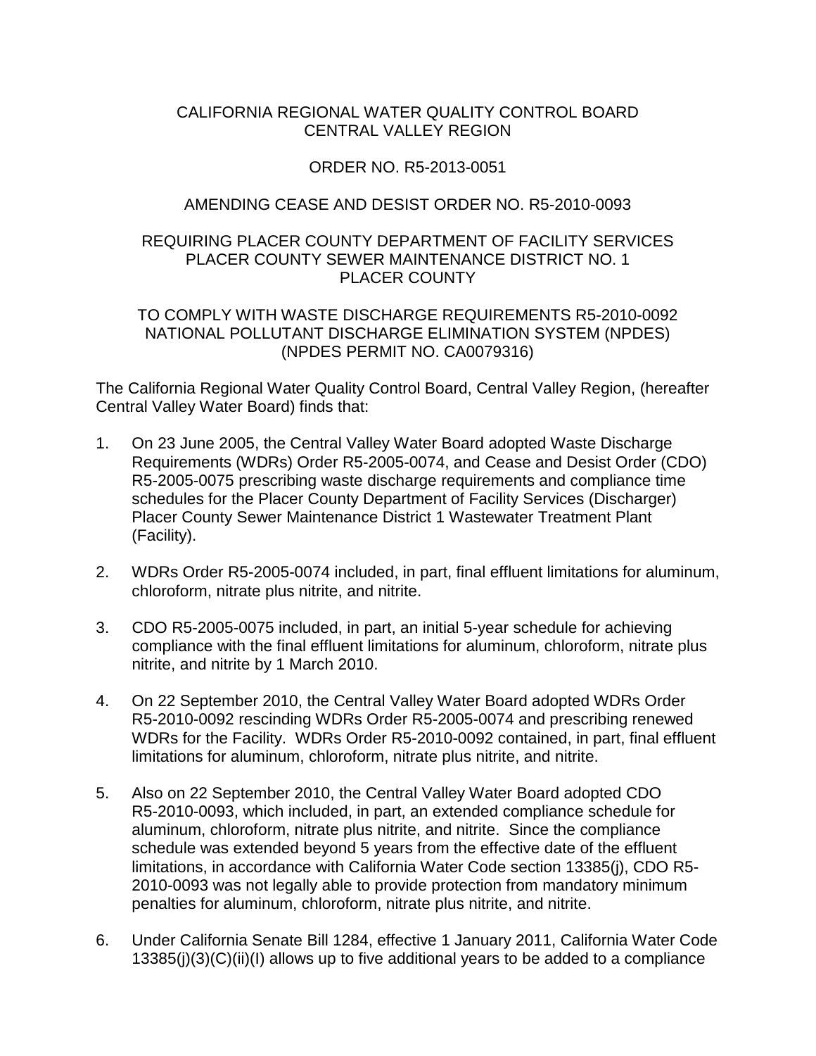# CALIFORNIA REGIONAL WATER QUALITY CONTROL BOARD
# CENTRAL VALLEY REGION

## ORDER NO. R5-2013-0051

## AMENDING CEASE AND DESIST ORDER NO. R5-2010-0093

## REQUIRING PLACER COUNTY DEPARTMENT OF FACILITY SERVICES
## PLACER COUNTY SEWER MAINTENANCE DISTRICT NO. 1
## PLACER COUNTY

## TO COMPLY WITH WASTE DISCHARGE REQUIREMENTS R5-2010-0092
## NATIONAL POLLUTANT DISCHARGE ELIMINATION SYSTEM (NPDES)
## (NPDES PERMIT NO. CA0079316)

The California Regional Water Quality Control Board, Central Valley Region, (hereafter Central Valley Water Board) finds that:

1. On 23 June 2005, the Central Valley Water Board adopted Waste Discharge Requirements (WDRs) Order R5-2005-0074, and Cease and Desist Order (CDO) R5-2005-0075 prescribing waste discharge requirements and compliance time schedules for the Placer County Department of Facility Services (Discharger) Placer County Sewer Maintenance District 1 Wastewater Treatment Plant (Facility).

2. WDRs Order R5-2005-0074 included, in part, final effluent limitations for aluminum, chloroform, nitrate plus nitrite, and nitrite.

3. CDO R5-2005-0075 included, in part, an initial 5-year schedule for achieving compliance with the final effluent limitations for aluminum, chloroform, nitrate plus nitrite, and nitrite by 1 March 2010.

4. On 22 September 2010, the Central Valley Water Board adopted WDRs Order R5-2010-0092 rescinding WDRs Order R5-2005-0074 and prescribing renewed WDRs for the Facility. WDRs Order R5-2010-0092 contained, in part, final effluent limitations for aluminum, chloroform, nitrate plus nitrite, and nitrite.

5. Also on 22 September 2010, the Central Valley Water Board adopted CDO R5-2010-0093, which included, in part, an extended compliance schedule for aluminum, chloroform, nitrate plus nitrite, and nitrite. Since the compliance schedule was extended beyond 5 years from the effective date of the effluent limitations, in accordance with California Water Code section 13385(j), CDO R5-2010-0093 was not legally able to provide protection from mandatory minimum penalties for aluminum, chloroform, nitrate plus nitrite, and nitrite.

6. Under California Senate Bill 1284, effective 1 January 2011, California Water Code 13385(j)(3)(C)(ii)(I) allows up to five additional years to be added to a compliance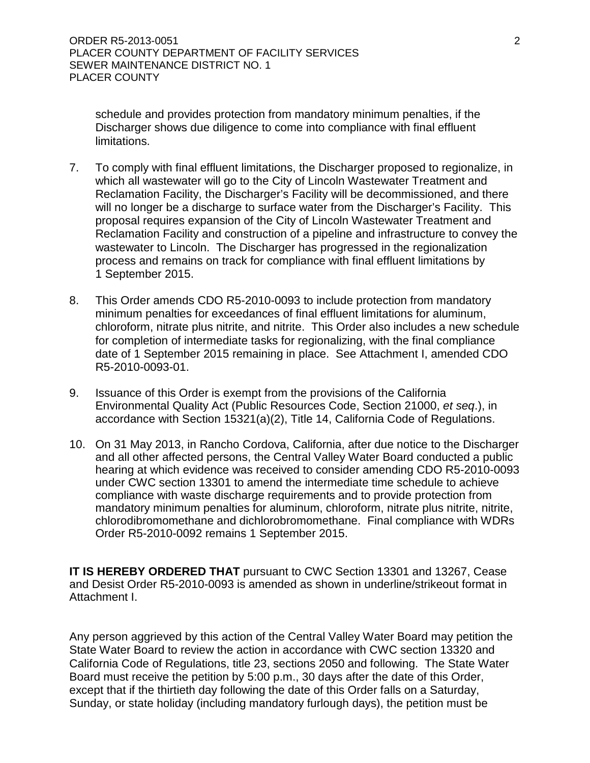schedule and provides protection from mandatory minimum penalties, if the Discharger shows due diligence to come into compliance with final effluent limitations.

7. To comply with final effluent limitations, the Discharger proposed to regionalize, in which all wastewater will go to the City of Lincoln Wastewater Treatment and Reclamation Facility, the Discharger's Facility will be decommissioned, and there will no longer be a discharge to surface water from the Discharger's Facility. This proposal requires expansion of the City of Lincoln Wastewater Treatment and Reclamation Facility and construction of a pipeline and infrastructure to convey the wastewater to Lincoln. The Discharger has progressed in the regionalization process and remains on track for compliance with final effluent limitations by 1 September 2015.

8. This Order amends CDO R5-2010-0093 to include protection from mandatory minimum penalties for exceedances of final effluent limitations for aluminum, chloroform, nitrate plus nitrite, and nitrite. This Order also includes a new schedule for completion of intermediate tasks for regionalizing, with the final compliance date of 1 September 2015 remaining in place. See Attachment I, amended CDO R5-2010-0093-01.

9. Issuance of this Order is exempt from the provisions of the California Environmental Quality Act (Public Resources Code, Section 21000, *et seq*.), in accordance with Section 15321(a)(2), Title 14, California Code of Regulations.

10. On 31 May 2013, in Rancho Cordova, California, after due notice to the Discharger and all other affected persons, the Central Valley Water Board conducted a public hearing at which evidence was received to consider amending CDO R5-2010-0093 under CWC section 13301 to amend the intermediate time schedule to achieve compliance with waste discharge requirements and to provide protection from mandatory minimum penalties for aluminum, chloroform, nitrate plus nitrite, nitrite, chlorodibromomethane and dichlorobromomethane. Final compliance with WDRs Order R5-2010-0092 remains 1 September 2015.

**IT IS HEREBY ORDERED THAT** pursuant to CWC Section 13301 and 13267, Cease and Desist Order R5-2010-0093 is amended as shown in underline/strikeout format in Attachment I.

Any person aggrieved by this action of the Central Valley Water Board may petition the State Water Board to review the action in accordance with CWC section 13320 and California Code of Regulations, title 23, sections 2050 and following. The State Water Board must receive the petition by 5:00 p.m., 30 days after the date of this Order, except that if the thirtieth day following the date of this Order falls on a Saturday, Sunday, or state holiday (including mandatory furlough days), the petition must be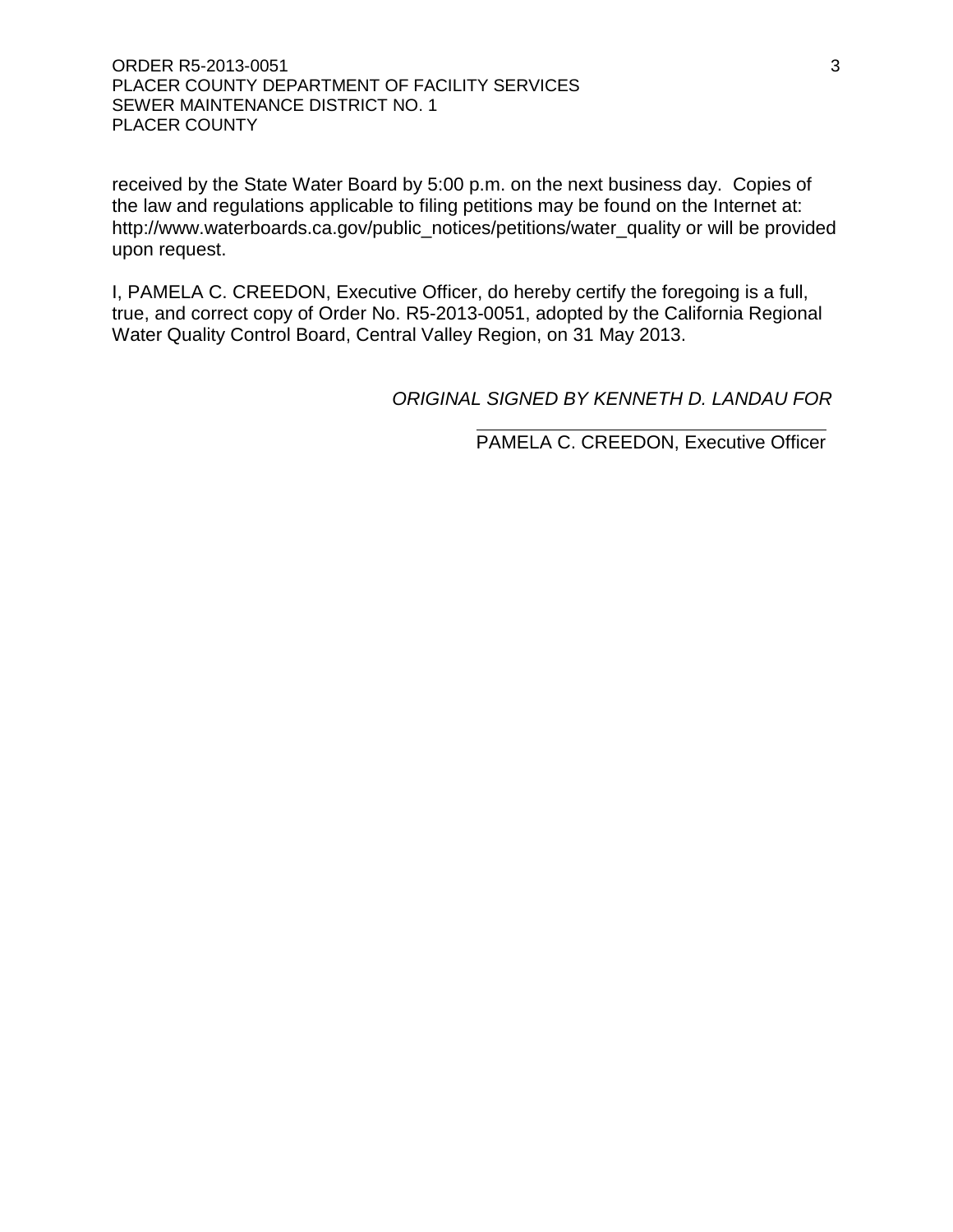received by the State Water Board by 5:00 p.m. on the next business day. Copies of the law and regulations applicable to filing petitions may be found on the Internet at: http://www.waterboards.ca.gov/public_notices/petitions/water_quality or will be provided upon request.

I, PAMELA C. CREEDON, Executive Officer, do hereby certify the foregoing is a full, true, and correct copy of Order No. R5-2013-0051, adopted by the California Regional Water Quality Control Board, Central Valley Region, on 31 May 2013.

*ORIGINAL SIGNED BY KENNETH D. LANDAU FOR*

PAMELA C. CREEDON, Executive Officer